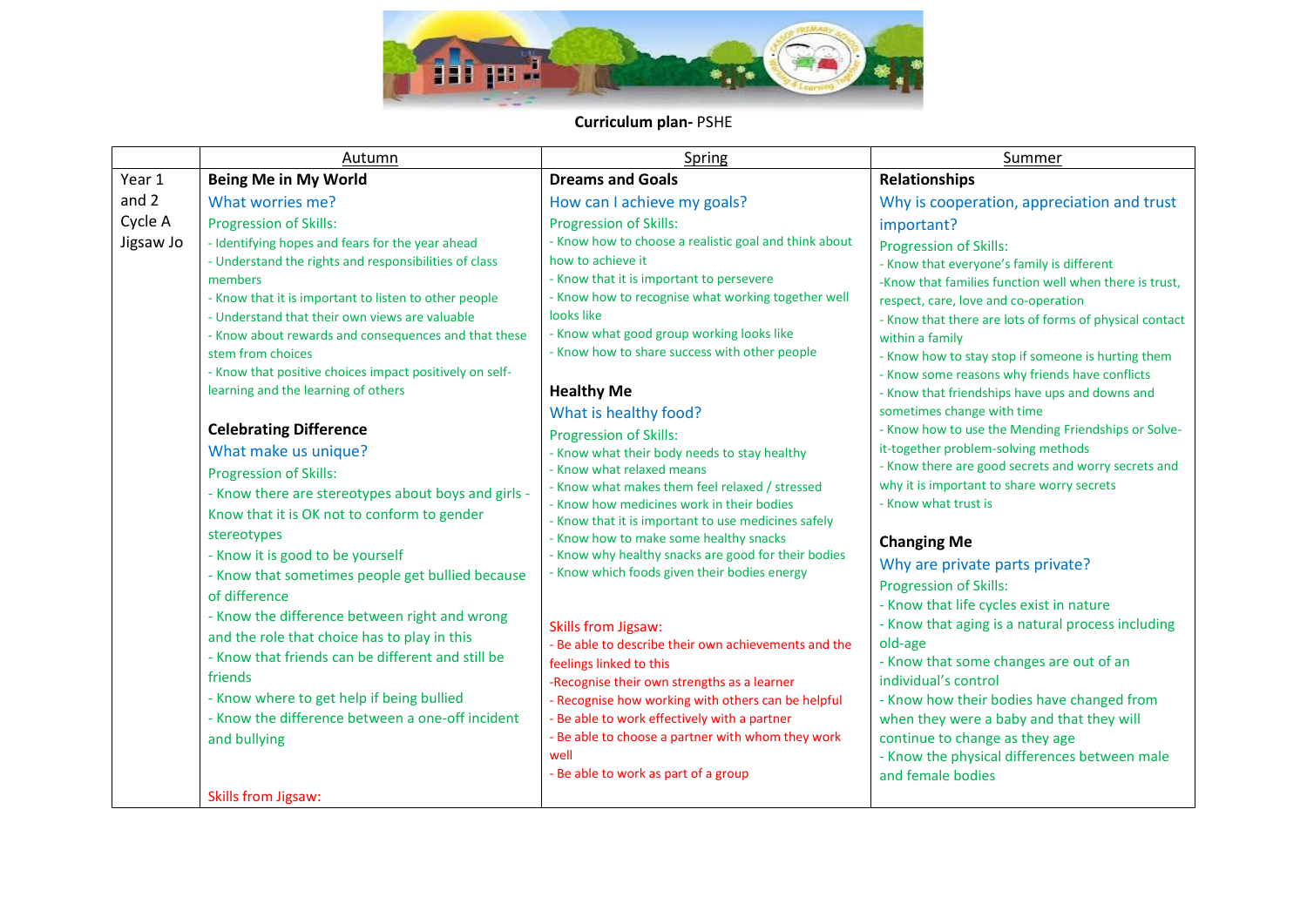**Curriculum plan-** PSHE

| | Autumn | Spring | Summer |
|---|---|---|---|
| Year 1 and 2 Cycle A Jigsaw Jo | **Being Me in My World**<br>What worries me?<br>Progression of Skills:<br>- Identifying hopes and fears for the year ahead<br>- Understand the rights and responsibilities of class members<br>- Know that it is important to listen to other people<br>- Understand that their own views are valuable<br>- Know about rewards and consequences and that these stem from choices<br>- Know that positive choices impact positively on self-learning and the learning of others<br><br>**Celebrating Difference**<br>What make us unique?<br>Progression of Skills:<br>- Know there are stereotypes about boys and girls - Know that it is OK not to conform to gender stereotypes<br>- Know it is good to be yourself<br>- Know that sometimes people get bullied because of difference<br>- Know the difference between right and wrong and the role that choice has to play in this<br>- Know that friends can be different and still be friends<br>- Know where to get help if being bullied<br>- Know the difference between a one-off incident and bullying<br><br>Skills from Jigsaw: | **Dreams and Goals**<br>How can I achieve my goals?<br>Progression of Skills:<br>- Know how to choose a realistic goal and think about how to achieve it<br>- Know that it is important to persevere<br>- Know how to recognise what working together well looks like<br>- Know what good group working looks like<br>- Know how to share success with other people<br><br>**Healthy Me**<br>What is healthy food?<br>Progression of Skills:<br>- Know what their body needs to stay healthy<br>- Know what relaxed means<br>- Know what makes them feel relaxed / stressed<br>- Know how medicines work in their bodies<br>- Know that it is important to use medicines safely<br>- Know how to make some healthy snacks<br>- Know why healthy snacks are good for their bodies<br>- Know which foods given their bodies energy<br><br>Skills from Jigsaw:<br>- Be able to describe their own achievements and the feelings linked to this<br>-Recognise their own strengths as a learner<br>- Recognise how working with others can be helpful<br>- Be able to work effectively with a partner<br>- Be able to choose a partner with whom they work well<br>- Be able to work as part of a group | **Relationships**<br>Why is cooperation, appreciation and trust important?<br>Progression of Skills:<br>- Know that everyone's family is different<br>-Know that families function well when there is trust, respect, care, love and co-operation<br>- Know that there are lots of forms of physical contact within a family<br>- Know how to stay stop if someone is hurting them<br>- Know some reasons why friends have conflicts<br>- Know that friendships have ups and downs and sometimes change with time<br>- Know how to use the Mending Friendships or Solve-it-together problem-solving methods<br>- Know there are good secrets and worry secrets and why it is important to share worry secrets<br>- Know what trust is<br><br>**Changing Me**<br>Why are private parts private?<br>Progression of Skills:<br>- Know that life cycles exist in nature<br>- Know that aging is a natural process including old-age<br>- Know that some changes are out of an individual's control<br>- Know how their bodies have changed from when they were a baby and that they will continue to change as they age<br>- Know the physical differences between male and female bodies |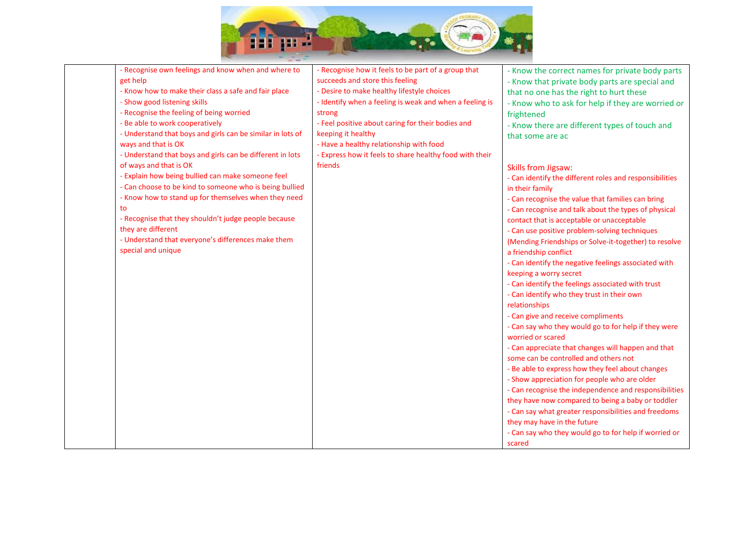| | | | |
|---|---|---|---|
| | - Recognise own feelings and know when and where to get help<br>- Know how to make their class a safe and fair place<br>- Show good listening skills<br>- Recognise the feeling of being worried<br>- Be able to work cooperatively<br>- Understand that boys and girls can be similar in lots of ways and that is OK<br>- Understand that boys and girls can be different in lots of ways and that is OK<br>- Explain how being bullied can make someone feel<br>- Can choose to be kind to someone who is being bullied<br>- Know how to stand up for themselves when they need to<br>- Recognise that they shouldn't judge people because they are different<br>- Understand that everyone's differences make them special and unique | - Recognise how it feels to be part of a group that succeeds and store this feeling<br>- Desire to make healthy lifestyle choices<br>- Identify when a feeling is weak and when a feeling is strong<br>- Feel positive about caring for their bodies and keeping it healthy<br>- Have a healthy relationship with food<br>- Express how it feels to share healthy food with their friends | - Know the correct names for private body parts<br>- Know that private body parts are special and that no one has the right to hurt these<br>- Know who to ask for help if they are worried or frightened<br>- Know there are different types of touch and that some are ac<br><br>Skills from Jigsaw:<br>- Can identify the different roles and responsibilities in their family<br>- Can recognise the value that families can bring<br>- Can recognise and talk about the types of physical contact that is acceptable or unacceptable<br>- Can use positive problem-solving techniques (Mending Friendships or Solve-it-together) to resolve a friendship conflict<br>- Can identify the negative feelings associated with keeping a worry secret<br>- Can identify the feelings associated with trust<br>- Can identify who they trust in their own relationships<br>- Can give and receive compliments<br>- Can say who they would go to for help if they were worried or scared<br>- Can appreciate that changes will happen and that some can be controlled and others not<br>- Be able to express how they feel about changes<br>- Show appreciation for people who are older<br>- Can recognise the independence and responsibilities they have now compared to being a baby or toddler<br>- Can say what greater responsibilities and freedoms they may have in the future<br>- Can say who they would go to for help if worried or scared |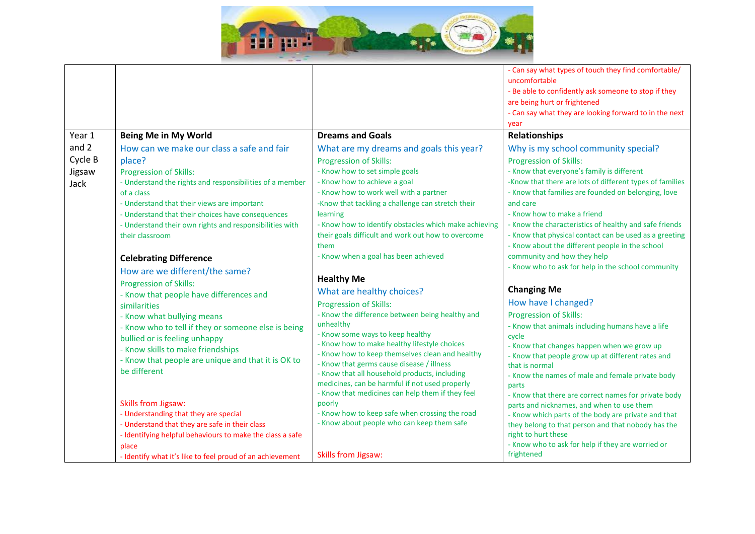| | | | |
|---|---|---|---|
| | | | - Can say what types of touch they find comfortable/ uncomfortable<br>- Be able to confidently ask someone to stop if they are being hurt or frightened<br>- Can say what they are looking forward to in the next year |
| Year 1 and 2 Cycle B Jigsaw Jack | **Being Me in My World**<br>How can we make our class a safe and fair place?<br>Progression of Skills:<br>- Understand the rights and responsibilities of a member of a class<br>- Understand that their views are important<br>- Understand that their choices have consequences<br>- Understand their own rights and responsibilities with their classroom<br><br>**Celebrating Difference**<br>How are we different/the same?<br>Progression of Skills:<br>- Know that people have differences and similarities<br>- Know what bullying means<br>- Know who to tell if they or someone else is being bullied or is feeling unhappy<br>- Know skills to make friendships<br>- Know that people are unique and that it is OK to be different<br><br>Skills from Jigsaw:<br>- Understanding that they are special<br>- Understand that they are safe in their class<br>- Identifying helpful behaviours to make the class a safe place<br>- Identify what it's like to feel proud of an achievement | **Dreams and Goals**<br>What are my dreams and goals this year?<br>Progression of Skills:<br>- Know how to set simple goals<br>- Know how to achieve a goal<br>- Know how to work well with a partner<br>-Know that tackling a challenge can stretch their learning<br>- Know how to identify obstacles which make achieving their goals difficult and work out how to overcome them<br>- Know when a goal has been achieved<br><br>**Healthy Me**<br>What are healthy choices?<br>Progression of Skills:<br>- Know the difference between being healthy and unhealthy<br>- Know some ways to keep healthy<br>- Know how to make healthy lifestyle choices<br>- Know how to keep themselves clean and healthy<br>- Know that germs cause disease / illness<br>- Know that all household products, including medicines, can be harmful if not used properly<br>- Know that medicines can help them if they feel poorly<br>- Know how to keep safe when crossing the road<br>- Know about people who can keep them safe<br><br>Skills from Jigsaw: | **Relationships**<br>Why is my school community special?<br>Progression of Skills:<br>- Know that everyone's family is different<br>-Know that there are lots of different types of families<br>- Know that families are founded on belonging, love and care<br>- Know how to make a friend<br>- Know the characteristics of healthy and safe friends<br>- Know that physical contact can be used as a greeting<br>- Know about the different people in the school community and how they help<br>- Know who to ask for help in the school community<br><br>**Changing Me**<br>How have I changed?<br>Progression of Skills:<br>- Know that animals including humans have a life cycle<br>- Know that changes happen when we grow up<br>- Know that people grow up at different rates and that is normal<br>- Know the names of male and female private body parts<br>- Know that there are correct names for private body parts and nicknames, and when to use them<br>- Know which parts of the body are private and that they belong to that person and that nobody has the right to hurt these<br>- Know who to ask for help if they are worried or frightened |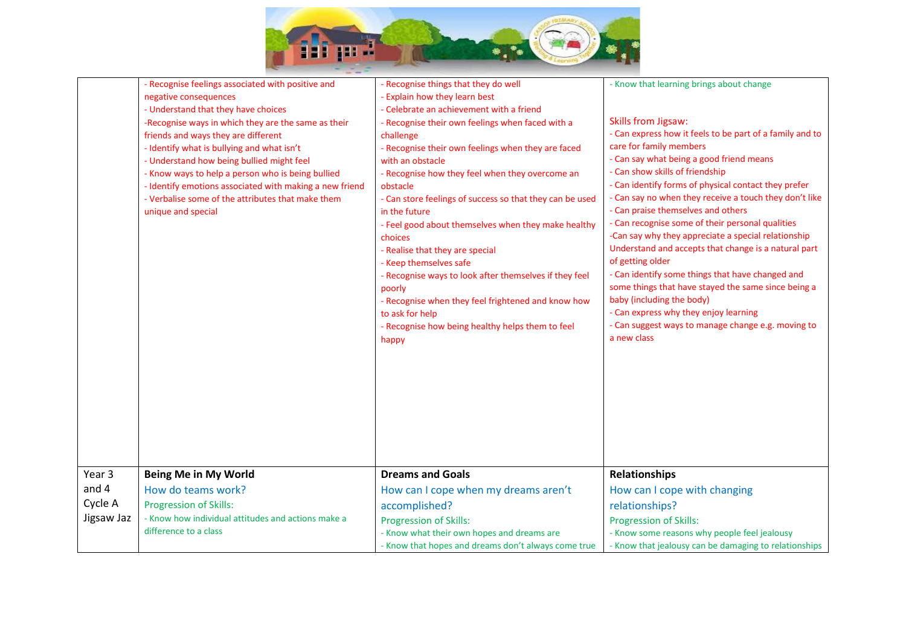| | | | |
|---|---|---|---|
| | - Recognise feelings associated with positive and negative consequences<br>- Understand that they have choices<br>-Recognise ways in which they are the same as their friends and ways they are different<br>- Identify what is bullying and what isn't<br>- Understand how being bullied might feel<br>- Know ways to help a person who is being bullied<br>- Identify emotions associated with making a new friend<br>- Verbalise some of the attributes that make them unique and special | - Recognise things that they do well<br>- Explain how they learn best<br>- Celebrate an achievement with a friend<br>- Recognise their own feelings when faced with a challenge<br>- Recognise their own feelings when they are faced with an obstacle<br>- Recognise how they feel when they overcome an obstacle<br>- Can store feelings of success so that they can be used in the future<br>- Feel good about themselves when they make healthy choices<br>- Realise that they are special<br>- Keep themselves safe<br>- Recognise ways to look after themselves if they feel poorly<br>- Recognise when they feel frightened and know how to ask for help<br>- Recognise how being healthy helps them to feel happy | - Know that learning brings about change<br><br>Skills from Jigsaw:<br>- Can express how it feels to be part of a family and to care for family members<br>- Can say what being a good friend means<br>- Can show skills of friendship<br>- Can identify forms of physical contact they prefer<br>- Can say no when they receive a touch they don't like<br>- Can praise themselves and others<br>- Can recognise some of their personal qualities<br>-Can say why they appreciate a special relationship<br>Understand and accepts that change is a natural part of getting older<br>- Can identify some things that have changed and some things that have stayed the same since being a baby (including the body)<br>- Can express why they enjoy learning<br>- Can suggest ways to manage change e.g. moving to a new class |
| Year 3 and 4 Cycle A Jigsaw Jaz | **Being Me in My World**<br>How do teams work?<br>Progression of Skills:<br>- Know how individual attitudes and actions make a difference to a class | **Dreams and Goals**<br>How can I cope when my dreams aren't accomplished?<br>Progression of Skills:<br>- Know what their own hopes and dreams are<br>- Know that hopes and dreams don't always come true | **Relationships**<br>How can I cope with changing relationships?<br>Progression of Skills:<br>- Know some reasons why people feel jealousy<br>- Know that jealousy can be damaging to relationships |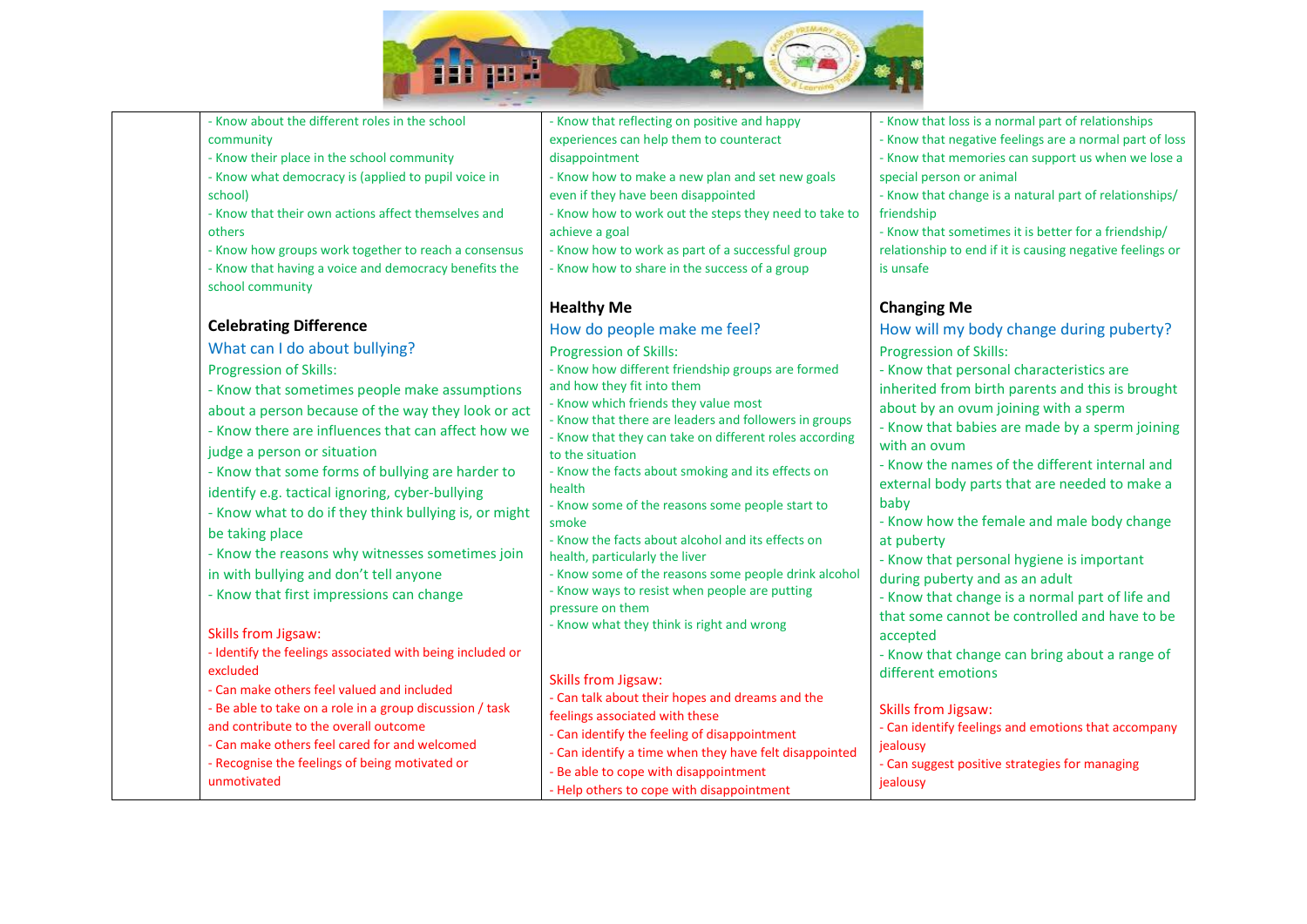| | | | |
|---|---|---|---|
| | - Know about the different roles in the school community<br>- Know their place in the school community<br>- Know what democracy is (applied to pupil voice in school)<br>- Know that their own actions affect themselves and others<br>- Know how groups work together to reach a consensus<br>- Know that having a voice and democracy benefits the school community<br><br>**Celebrating Difference**<br>What can I do about bullying?<br>Progression of Skills:<br>- Know that sometimes people make assumptions about a person because of the way they look or act<br>- Know there are influences that can affect how we judge a person or situation<br>- Know that some forms of bullying are harder to identify e.g. tactical ignoring, cyber-bullying<br>- Know what to do if they think bullying is, or might be taking place<br>- Know the reasons why witnesses sometimes join in with bullying and don't tell anyone<br>- Know that first impressions can change<br><br>Skills from Jigsaw:<br>- Identify the feelings associated with being included or excluded<br>- Can make others feel valued and included<br>- Be able to take on a role in a group discussion / task and contribute to the overall outcome<br>- Can make others feel cared for and welcomed<br>- Recognise the feelings of being motivated or unmotivated | - Know that reflecting on positive and happy experiences can help them to counteract disappointment<br>- Know how to make a new plan and set new goals even if they have been disappointed<br>- Know how to work out the steps they need to take to achieve a goal<br>- Know how to work as part of a successful group<br>- Know how to share in the success of a group<br><br>**Healthy Me**<br>How do people make me feel?<br>Progression of Skills:<br>- Know how different friendship groups are formed and how they fit into them<br>- Know which friends they value most<br>- Know that there are leaders and followers in groups<br>- Know that they can take on different roles according to the situation<br>- Know the facts about smoking and its effects on health<br>- Know some of the reasons some people start to smoke<br>- Know the facts about alcohol and its effects on health, particularly the liver<br>- Know some of the reasons some people drink alcohol<br>- Know ways to resist when people are putting pressure on them<br>- Know what they think is right and wrong<br><br>Skills from Jigsaw:<br>- Can talk about their hopes and dreams and the feelings associated with these<br>- Can identify the feeling of disappointment<br>- Can identify a time when they have felt disappointed<br>- Be able to cope with disappointment<br>- Help others to cope with disappointment | - Know that loss is a normal part of relationships<br>- Know that negative feelings are a normal part of loss<br>- Know that memories can support us when we lose a special person or animal<br>- Know that change is a natural part of relationships/ friendship<br>- Know that sometimes it is better for a friendship/ relationship to end if it is causing negative feelings or is unsafe<br><br>**Changing Me**<br>How will my body change during puberty?<br>Progression of Skills:<br>- Know that personal characteristics are inherited from birth parents and this is brought about by an ovum joining with a sperm<br>- Know that babies are made by a sperm joining with an ovum<br>- Know the names of the different internal and external body parts that are needed to make a baby<br>- Know how the female and male body change at puberty<br>- Know that personal hygiene is important during puberty and as an adult<br>- Know that change is a normal part of life and that some cannot be controlled and have to be accepted<br>- Know that change can bring about a range of different emotions<br><br>Skills from Jigsaw:<br>- Can identify feelings and emotions that accompany jealousy<br>- Can suggest positive strategies for managing jealousy |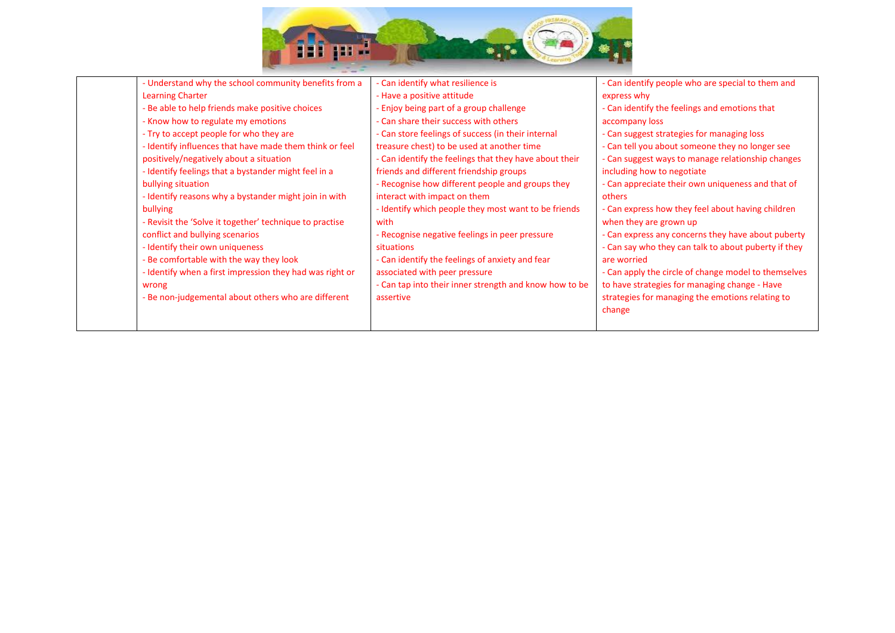| | | | |
|---|---|---|---|
| | - Understand why the school community benefits from a Learning Charter<br>- Be able to help friends make positive choices<br>- Know how to regulate my emotions<br>- Try to accept people for who they are<br>- Identify influences that have made them think or feel positively/negatively about a situation<br>- Identify feelings that a bystander might feel in a bullying situation<br>- Identify reasons why a bystander might join in with bullying<br>- Revisit the 'Solve it together' technique to practise conflict and bullying scenarios<br>- Identify their own uniqueness<br>- Be comfortable with the way they look<br>- Identify when a first impression they had was right or wrong<br>- Be non-judgemental about others who are different | - Can identify what resilience is<br>- Have a positive attitude<br>- Enjoy being part of a group challenge<br>- Can share their success with others<br>- Can store feelings of success (in their internal treasure chest) to be used at another time<br>- Can identify the feelings that they have about their friends and different friendship groups<br>- Recognise how different people and groups they interact with impact on them<br>- Identify which people they most want to be friends with<br>- Recognise negative feelings in peer pressure situations<br>- Can identify the feelings of anxiety and fear associated with peer pressure<br>- Can tap into their inner strength and know how to be assertive | - Can identify people who are special to them and express why<br>- Can identify the feelings and emotions that accompany loss<br>- Can suggest strategies for managing loss<br>- Can tell you about someone they no longer see<br>- Can suggest ways to manage relationship changes including how to negotiate<br>- Can appreciate their own uniqueness and that of others<br>- Can express how they feel about having children when they are grown up<br>- Can express any concerns they have about puberty<br>- Can say who they can talk to about puberty if they are worried<br>- Can apply the circle of change model to themselves to have strategies for managing change - Have strategies for managing the emotions relating to change |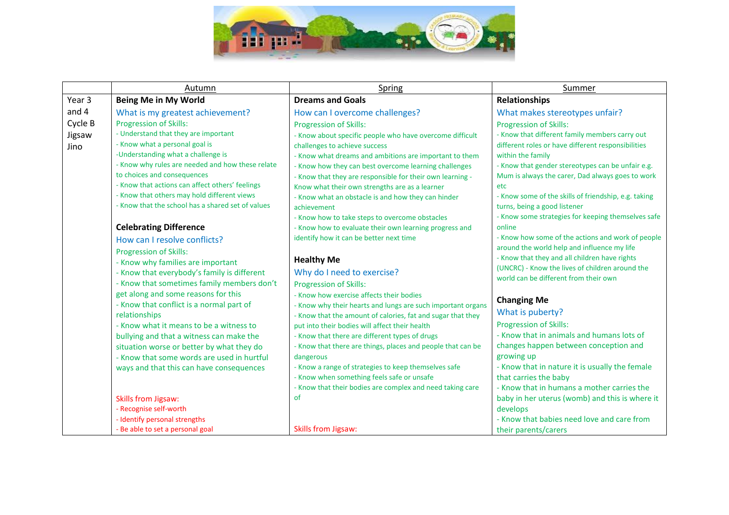| | Autumn | Spring | Summer |
|---|---|---|---|
| Year 3 and 4 Cycle B Jigsaw Jino | **Being Me in My World**<br>What is my greatest achievement?<br>Progression of Skills:<br>- Understand that they are important<br>- Know what a personal goal is<br>-Understanding what a challenge is<br>- Know why rules are needed and how these relate to choices and consequences<br>- Know that actions can affect others' feelings<br>- Know that others may hold different views<br>- Know that the school has a shared set of values<br><br>**Celebrating Difference**<br>How can I resolve conflicts?<br>Progression of Skills:<br>- Know why families are important<br>- Know that everybody's family is different<br>- Know that sometimes family members don't get along and some reasons for this<br>- Know that conflict is a normal part of relationships<br>- Know what it means to be a witness to bullying and that a witness can make the situation worse or better by what they do<br>- Know that some words are used in hurtful ways and that this can have consequences<br><br>Skills from Jigsaw:<br>- Recognise self-worth<br>- Identify personal strengths<br>- Be able to set a personal goal | **Dreams and Goals**<br>How can I overcome challenges?<br>Progression of Skills:<br>- Know about specific people who have overcome difficult challenges to achieve success<br>- Know what dreams and ambitions are important to them<br>- Know how they can best overcome learning challenges<br>- Know that they are responsible for their own learning - Know what their own strengths are as a learner<br>- Know what an obstacle is and how they can hinder achievement<br>- Know how to take steps to overcome obstacles<br>- Know how to evaluate their own learning progress and identify how it can be better next time<br><br>**Healthy Me**<br>Why do I need to exercise?<br>Progression of Skills:<br>- Know how exercise affects their bodies<br>- Know why their hearts and lungs are such important organs<br>- Know that the amount of calories, fat and sugar that they put into their bodies will affect their health<br>- Know that there are different types of drugs<br>- Know that there are things, places and people that can be dangerous<br>- Know a range of strategies to keep themselves safe<br>- Know when something feels safe or unsafe<br>- Know that their bodies are complex and need taking care of<br><br>Skills from Jigsaw: | **Relationships**<br>What makes stereotypes unfair?<br>Progression of Skills:<br>- Know that different family members carry out different roles or have different responsibilities within the family<br>- Know that gender stereotypes can be unfair e.g. Mum is always the carer, Dad always goes to work etc<br>- Know some of the skills of friendship, e.g. taking turns, being a good listener<br>- Know some strategies for keeping themselves safe online<br>- Know how some of the actions and work of people around the world help and influence my life<br>- Know that they and all children have rights (UNCRC) - Know the lives of children around the world can be different from their own<br><br>**Changing Me**<br>What is puberty?<br>Progression of Skills:<br>- Know that in animals and humans lots of changes happen between conception and growing up<br>- Know that in nature it is usually the female that carries the baby<br>- Know that in humans a mother carries the baby in her uterus (womb) and this is where it develops<br>- Know that babies need love and care from their parents/carers |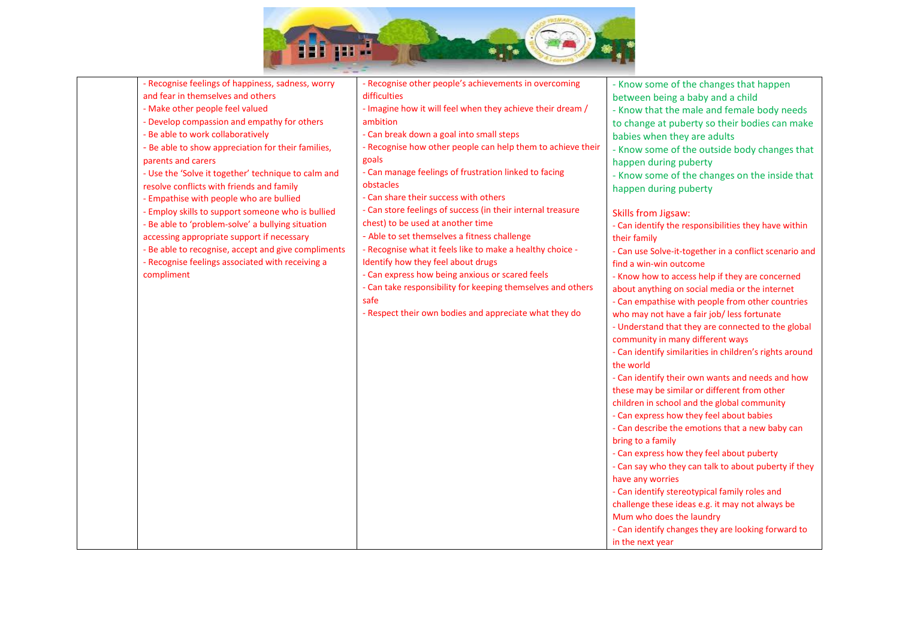| | | | |
|---|---|---|---|
| | - Recognise feelings of happiness, sadness, worry and fear in themselves and others<br>- Make other people feel valued<br>- Develop compassion and empathy for others<br>- Be able to work collaboratively<br>- Be able to show appreciation for their families, parents and carers<br>- Use the 'Solve it together' technique to calm and resolve conflicts with friends and family<br>- Empathise with people who are bullied<br>- Employ skills to support someone who is bullied<br>- Be able to 'problem-solve' a bullying situation accessing appropriate support if necessary<br>- Be able to recognise, accept and give compliments<br>- Recognise feelings associated with receiving a compliment | - Recognise other people's achievements in overcoming difficulties<br>- Imagine how it will feel when they achieve their dream / ambition<br>- Can break down a goal into small steps<br>- Recognise how other people can help them to achieve their goals<br>- Can manage feelings of frustration linked to facing obstacles<br>- Can share their success with others<br>- Can store feelings of success (in their internal treasure chest) to be used at another time<br>- Able to set themselves a fitness challenge<br>- Recognise what it feels like to make a healthy choice - Identify how they feel about drugs<br>- Can express how being anxious or scared feels<br>- Can take responsibility for keeping themselves and others safe<br>- Respect their own bodies and appreciate what they do | - Know some of the changes that happen between being a baby and a child<br>- Know that the male and female body needs to change at puberty so their bodies can make babies when they are adults<br>- Know some of the outside body changes that happen during puberty<br>- Know some of the changes on the inside that happen during puberty<br><br>Skills from Jigsaw:<br>- Can identify the responsibilities they have within their family<br>- Can use Solve-it-together in a conflict scenario and find a win-win outcome<br>- Know how to access help if they are concerned about anything on social media or the internet<br>- Can empathise with people from other countries who may not have a fair job/ less fortunate<br>- Understand that they are connected to the global community in many different ways<br>- Can identify similarities in children's rights around the world<br>- Can identify their own wants and needs and how these may be similar or different from other children in school and the global community<br>- Can express how they feel about babies<br>- Can describe the emotions that a new baby can bring to a family<br>- Can express how they feel about puberty<br>- Can say who they can talk to about puberty if they have any worries<br>- Can identify stereotypical family roles and challenge these ideas e.g. it may not always be Mum who does the laundry<br>- Can identify changes they are looking forward to in the next year |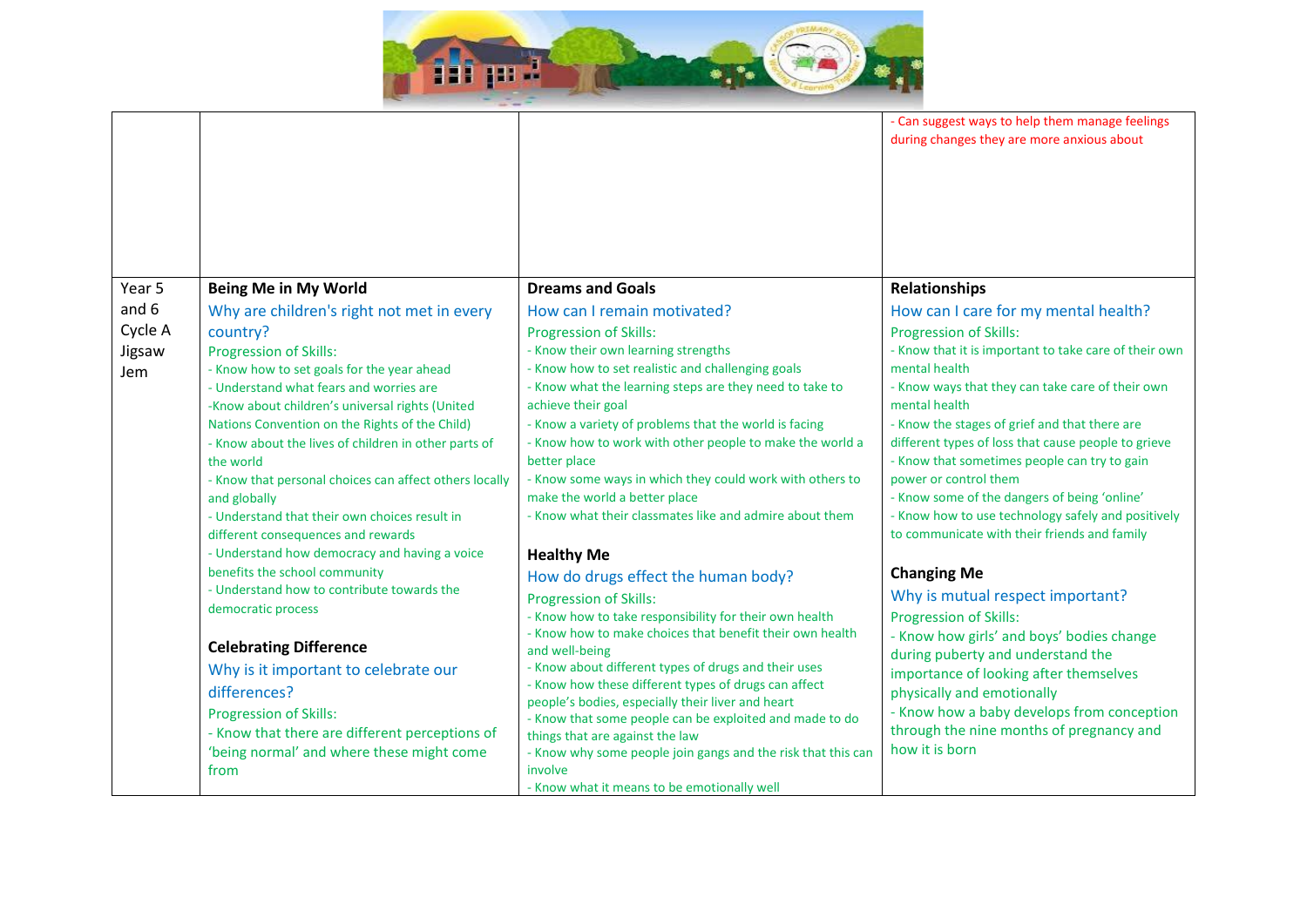| | | | |
|---|---|---|---|
| | | | - Can suggest ways to help them manage feelings during changes they are more anxious about |
| Year 5 and 6 Cycle A Jigsaw Jem | **Being Me in My World**<br>Why are children's right not met in every country?<br>Progression of Skills:<br>- Know how to set goals for the year ahead<br>- Understand what fears and worries are<br>-Know about children's universal rights (United Nations Convention on the Rights of the Child)<br>- Know about the lives of children in other parts of the world<br>- Know that personal choices can affect others locally and globally<br>- Understand that their own choices result in different consequences and rewards<br>- Understand how democracy and having a voice benefits the school community<br>- Understand how to contribute towards the democratic process<br><br>**Celebrating Difference**<br>Why is it important to celebrate our differences?<br>Progression of Skills:<br>- Know that there are different perceptions of 'being normal' and where these might come from | **Dreams and Goals**<br>How can I remain motivated?<br>Progression of Skills:<br>- Know their own learning strengths<br>- Know how to set realistic and challenging goals<br>- Know what the learning steps are they need to take to achieve their goal<br>- Know a variety of problems that the world is facing<br>- Know how to work with other people to make the world a better place<br>- Know some ways in which they could work with others to make the world a better place<br>- Know what their classmates like and admire about them<br><br>**Healthy Me**<br>How do drugs effect the human body?<br>Progression of Skills:<br>- Know how to take responsibility for their own health<br>- Know how to make choices that benefit their own health and well-being<br>- Know about different types of drugs and their uses<br>- Know how these different types of drugs can affect people's bodies, especially their liver and heart<br>- Know that some people can be exploited and made to do things that are against the law<br>- Know why some people join gangs and the risk that this can involve<br>- Know what it means to be emotionally well | **Relationships**<br>How can I care for my mental health?<br>Progression of Skills:<br>- Know that it is important to take care of their own mental health<br>- Know ways that they can take care of their own mental health<br>- Know the stages of grief and that there are different types of loss that cause people to grieve<br>- Know that sometimes people can try to gain power or control them<br>- Know some of the dangers of being 'online'<br>- Know how to use technology safely and positively to communicate with their friends and family<br><br>**Changing Me**<br>Why is mutual respect important?<br>Progression of Skills:<br>- Know how girls' and boys' bodies change during puberty and understand the importance of looking after themselves physically and emotionally<br>- Know how a baby develops from conception through the nine months of pregnancy and how it is born |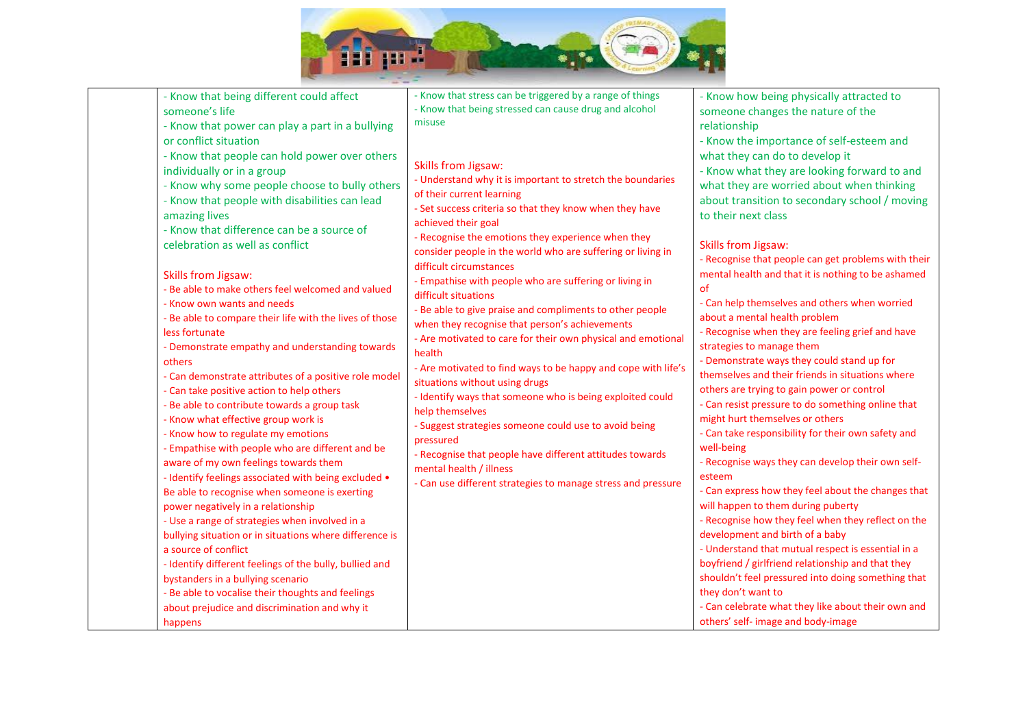| | | | |
|---|---|---|---|
| | - Know that being different could affect someone's life<br>- Know that power can play a part in a bullying or conflict situation<br>- Know that people can hold power over others individually or in a group<br>- Know why some people choose to bully others<br>- Know that people with disabilities can lead amazing lives<br>- Know that difference can be a source of celebration as well as conflict<br><br>Skills from Jigsaw:<br>- Be able to make others feel welcomed and valued<br>- Know own wants and needs<br>- Be able to compare their life with the lives of those less fortunate<br>- Demonstrate empathy and understanding towards others<br>- Can demonstrate attributes of a positive role model<br>- Can take positive action to help others<br>- Be able to contribute towards a group task<br>- Know what effective group work is<br>- Know how to regulate my emotions<br>- Empathise with people who are different and be aware of my own feelings towards them<br>- Identify feelings associated with being excluded • Be able to recognise when someone is exerting power negatively in a relationship<br>- Use a range of strategies when involved in a bullying situation or in situations where difference is a source of conflict<br>- Identify different feelings of the bully, bullied and bystanders in a bullying scenario<br>- Be able to vocalise their thoughts and feelings about prejudice and discrimination and why it happens | - Know that stress can be triggered by a range of things<br>- Know that being stressed can cause drug and alcohol misuse<br><br>Skills from Jigsaw:<br>- Understand why it is important to stretch the boundaries of their current learning<br>- Set success criteria so that they know when they have achieved their goal<br>- Recognise the emotions they experience when they consider people in the world who are suffering or living in difficult circumstances<br>- Empathise with people who are suffering or living in difficult situations<br>- Be able to give praise and compliments to other people when they recognise that person's achievements<br>- Are motivated to care for their own physical and emotional health<br>- Are motivated to find ways to be happy and cope with life's situations without using drugs<br>- Identify ways that someone who is being exploited could help themselves<br>- Suggest strategies someone could use to avoid being pressured<br>- Recognise that people have different attitudes towards mental health / illness<br>- Can use different strategies to manage stress and pressure | - Know how being physically attracted to someone changes the nature of the relationship<br>- Know the importance of self-esteem and what they can do to develop it<br>- Know what they are looking forward to and what they are worried about when thinking about transition to secondary school / moving to their next class<br><br>Skills from Jigsaw:<br>- Recognise that people can get problems with their mental health and that it is nothing to be ashamed of<br>- Can help themselves and others when worried about a mental health problem<br>- Recognise when they are feeling grief and have strategies to manage them<br>- Demonstrate ways they could stand up for themselves and their friends in situations where others are trying to gain power or control<br>- Can resist pressure to do something online that might hurt themselves or others<br>- Can take responsibility for their own safety and well-being<br>- Recognise ways they can develop their own self-esteem<br>- Can express how they feel about the changes that will happen to them during puberty<br>- Recognise how they feel when they reflect on the development and birth of a baby<br>- Understand that mutual respect is essential in a boyfriend / girlfriend relationship and that they shouldn't feel pressured into doing something that they don't want to<br>- Can celebrate what they like about their own and others' self- image and body-image |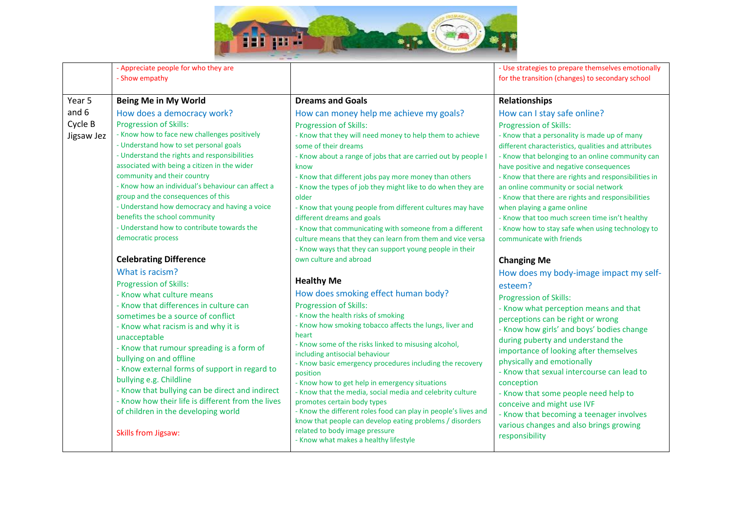| | | | |
|---|---|---|---|
| | - Appreciate people for who they are<br>- Show empathy | | - Use strategies to prepare themselves emotionally for the transition (changes) to secondary school |
| Year 5 and 6 Cycle B Jigsaw Jez | **Being Me in My World**<br>How does a democracy work?<br>Progression of Skills:<br>- Know how to face new challenges positively<br>- Understand how to set personal goals<br>- Understand the rights and responsibilities associated with being a citizen in the wider community and their country<br>- Know how an individual's behaviour can affect a group and the consequences of this<br>- Understand how democracy and having a voice benefits the school community<br>- Understand how to contribute towards the democratic process<br><br>**Celebrating Difference**<br>What is racism?<br>Progression of Skills:<br>- Know what culture means<br>- Know that differences in culture can sometimes be a source of conflict<br>- Know what racism is and why it is unacceptable<br>- Know that rumour spreading is a form of bullying on and offline<br>- Know external forms of support in regard to bullying e.g. Childline<br>- Know that bullying can be direct and indirect<br>- Know how their life is different from the lives of children in the developing world<br><br>Skills from Jigsaw: | **Dreams and Goals**<br>How can money help me achieve my goals?<br>Progression of Skills:<br>- Know that they will need money to help them to achieve some of their dreams<br>- Know about a range of jobs that are carried out by people I know<br>- Know that different jobs pay more money than others<br>- Know the types of job they might like to do when they are older<br>- Know that young people from different cultures may have different dreams and goals<br>- Know that communicating with someone from a different culture means that they can learn from them and vice versa<br>- Know ways that they can support young people in their own culture and abroad<br><br>**Healthy Me**<br>How does smoking effect human body?<br>Progression of Skills:<br>- Know the health risks of smoking<br>- Know how smoking tobacco affects the lungs, liver and heart<br>- Know some of the risks linked to misusing alcohol, including antisocial behaviour<br>- Know basic emergency procedures including the recovery position<br>- Know how to get help in emergency situations<br>- Know that the media, social media and celebrity culture promotes certain body types<br>- Know the different roles food can play in people's lives and know that people can develop eating problems / disorders related to body image pressure<br>- Know what makes a healthy lifestyle | **Relationships**<br>How can I stay safe online?<br>Progression of Skills:<br>- Know that a personality is made up of many different characteristics, qualities and attributes<br>- Know that belonging to an online community can have positive and negative consequences<br>- Know that there are rights and responsibilities in an online community or social network<br>- Know that there are rights and responsibilities when playing a game online<br>- Know that too much screen time isn't healthy<br>- Know how to stay safe when using technology to communicate with friends<br><br>**Changing Me**<br>How does my body-image impact my self-esteem?<br>Progression of Skills:<br>- Know what perception means and that perceptions can be right or wrong<br>- Know how girls' and boys' bodies change during puberty and understand the importance of looking after themselves physically and emotionally<br>- Know that sexual intercourse can lead to conception<br>- Know that some people need help to conceive and might use IVF<br>- Know that becoming a teenager involves various changes and also brings growing responsibility |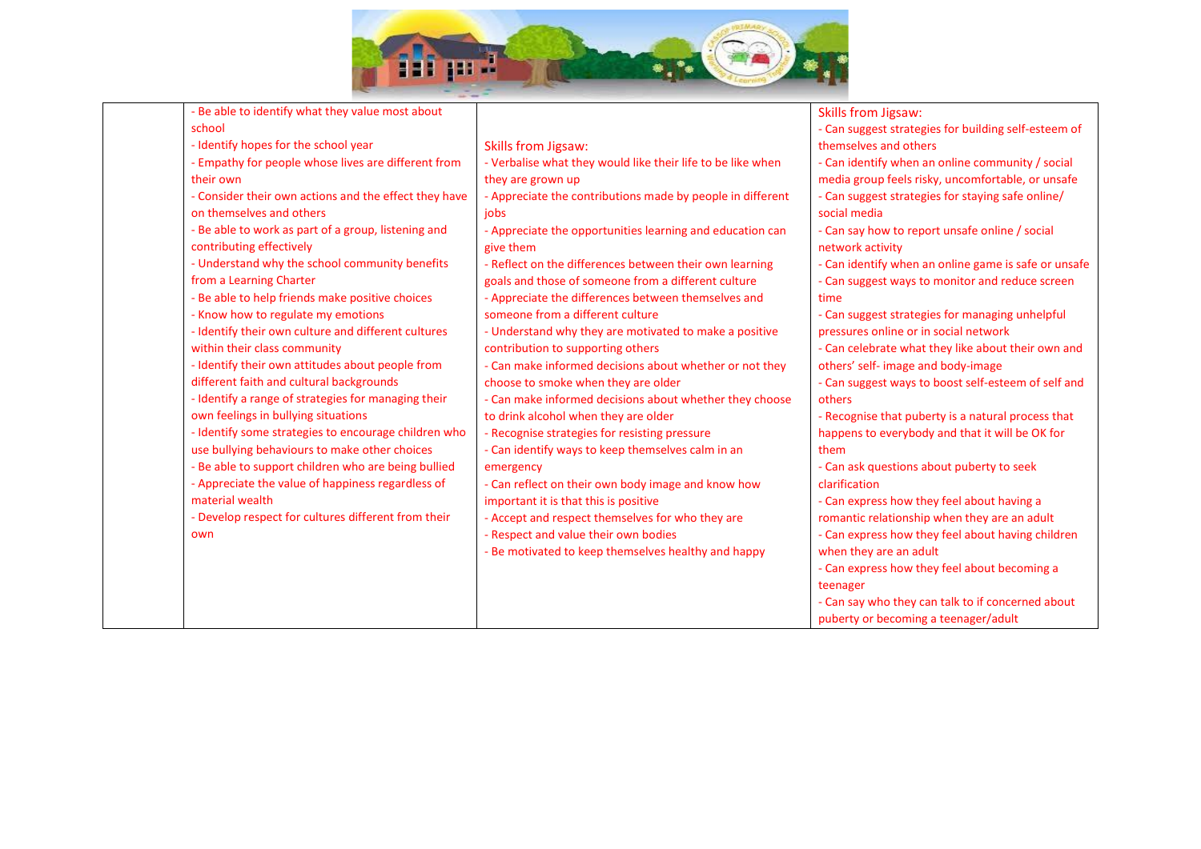| | | | |
|---|---|---|---|
| | - Be able to identify what they value most about school<br>- Identify hopes for the school year<br>- Empathy for people whose lives are different from their own<br>- Consider their own actions and the effect they have on themselves and others<br>- Be able to work as part of a group, listening and contributing effectively<br>- Understand why the school community benefits from a Learning Charter<br>- Be able to help friends make positive choices<br>- Know how to regulate my emotions<br>- Identify their own culture and different cultures within their class community<br>- Identify their own attitudes about people from different faith and cultural backgrounds<br>- Identify a range of strategies for managing their own feelings in bullying situations<br>- Identify some strategies to encourage children who use bullying behaviours to make other choices<br>- Be able to support children who are being bullied<br>- Appreciate the value of happiness regardless of material wealth<br>- Develop respect for cultures different from their own | Skills from Jigsaw:<br>- Verbalise what they would like their life to be like when they are grown up<br>- Appreciate the contributions made by people in different jobs<br>- Appreciate the opportunities learning and education can give them<br>- Reflect on the differences between their own learning goals and those of someone from a different culture<br>- Appreciate the differences between themselves and someone from a different culture<br>- Understand why they are motivated to make a positive contribution to supporting others<br>- Can make informed decisions about whether or not they choose to smoke when they are older<br>- Can make informed decisions about whether they choose to drink alcohol when they are older<br>- Recognise strategies for resisting pressure<br>- Can identify ways to keep themselves calm in an emergency<br>- Can reflect on their own body image and know how important it is that this is positive<br>- Accept and respect themselves for who they are<br>- Respect and value their own bodies<br>- Be motivated to keep themselves healthy and happy | Skills from Jigsaw:<br>- Can suggest strategies for building self-esteem of themselves and others<br>- Can identify when an online community / social media group feels risky, uncomfortable, or unsafe<br>- Can suggest strategies for staying safe online/ social media<br>- Can say how to report unsafe online / social network activity<br>- Can identify when an online game is safe or unsafe<br>- Can suggest ways to monitor and reduce screen time<br>- Can suggest strategies for managing unhelpful pressures online or in social network<br>- Can celebrate what they like about their own and others' self- image and body-image<br>- Can suggest ways to boost self-esteem of self and others<br>- Recognise that puberty is a natural process that happens to everybody and that it will be OK for them<br>- Can ask questions about puberty to seek clarification<br>- Can express how they feel about having a romantic relationship when they are an adult<br>- Can express how they feel about having children when they are an adult<br>- Can express how they feel about becoming a teenager<br>- Can say who they can talk to if concerned about puberty or becoming a teenager/adult |